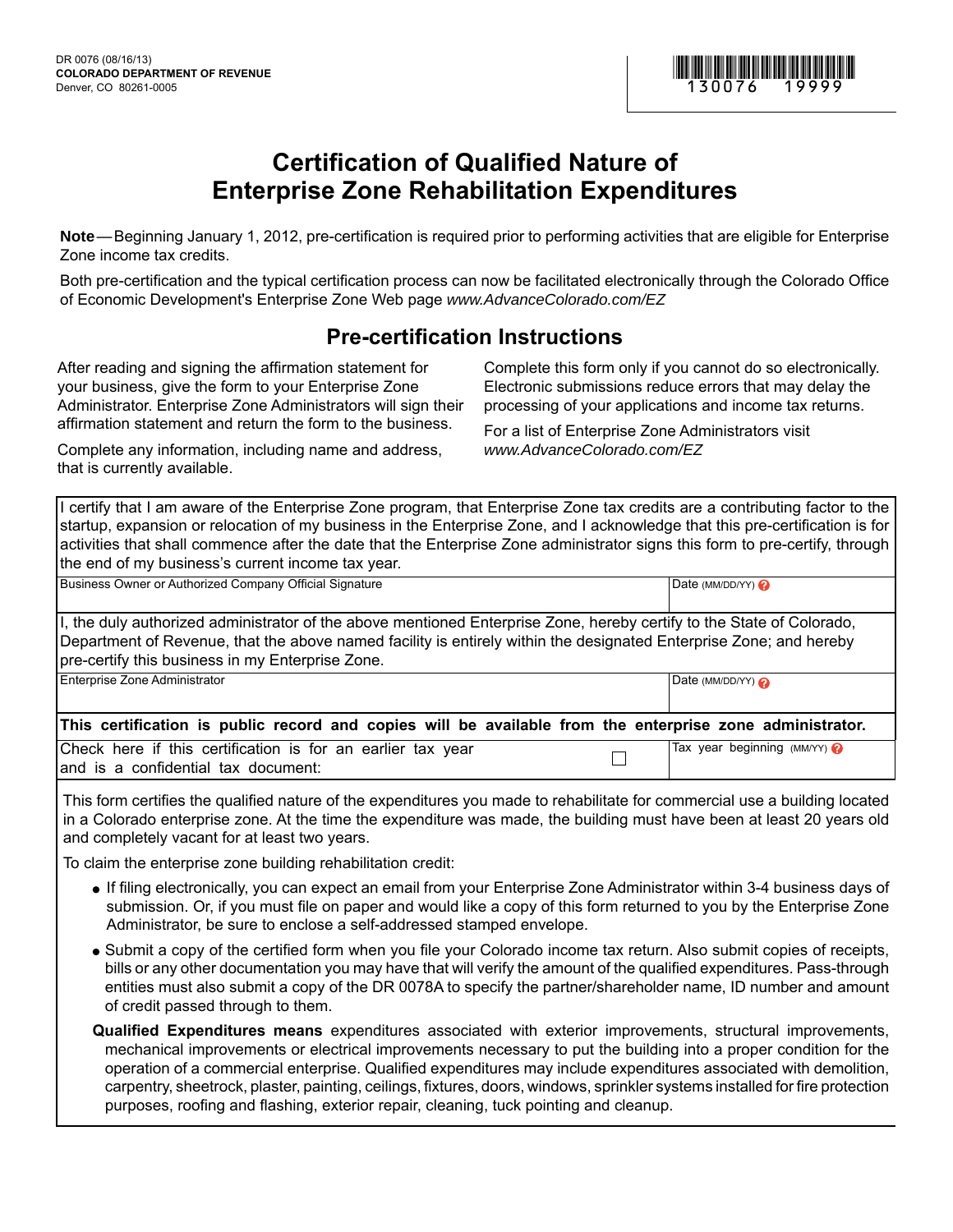DR 0076 (08/16/13)
**COLORADO DEPARTMENT OF REVENUE**
Denver, CO 80261-0005

130076 19999

# Certification of Qualified Nature of Enterprise Zone Rehabilitation Expenditures

**Note** — Beginning January 1, 2012, pre-certification is required prior to performing activities that are eligible for Enterprise Zone income tax credits.

Both pre-certification and the typical certification process can now be facilitated electronically through the Colorado Office of Economic Development's Enterprise Zone Web page *www.AdvanceColorado.com/EZ*

## Pre-certification Instructions

After reading and signing the affirmation statement for your business, give the form to your Enterprise Zone Administrator. Enterprise Zone Administrators will sign their affirmation statement and return the form to the business.

Complete any information, including name and address, that is currently available.

Complete this form only if you cannot do so electronically. Electronic submissions reduce errors that may delay the processing of your applications and income tax returns.

For a list of Enterprise Zone Administrators visit *www.AdvanceColorado.com/EZ*

I certify that I am aware of the Enterprise Zone program, that Enterprise Zone tax credits are a contributing factor to the startup, expansion or relocation of my business in the Enterprise Zone, and I acknowledge that this pre-certification is for activities that shall commence after the date that the Enterprise Zone administrator signs this form to pre-certify, through the end of my business's current income tax year.

| Business Owner or Authorized Company Official Signature | Date (MM/DD/YY) |
|---|---|
| | |

I, the duly authorized administrator of the above mentioned Enterprise Zone, hereby certify to the State of Colorado, Department of Revenue, that the above named facility is entirely within the designated Enterprise Zone; and hereby pre-certify this business in my Enterprise Zone.

| Enterprise Zone Administrator | Date (MM/DD/YY) |
|---|---|
| | |

**This certification is public record and copies will be available from the enterprise zone administrator.**

| Check here if this certification is for an earlier tax year and is a confidential tax document: ☐ | Tax year beginning (MM/YY) |
|---|---|

This form certifies the qualified nature of the expenditures you made to rehabilitate for commercial use a building located in a Colorado enterprise zone. At the time the expenditure was made, the building must have been at least 20 years old and completely vacant for at least two years.

To claim the enterprise zone building rehabilitation credit:

- If filing electronically, you can expect an email from your Enterprise Zone Administrator within 3-4 business days of submission. Or, if you must file on paper and would like a copy of this form returned to you by the Enterprise Zone Administrator, be sure to enclose a self-addressed stamped envelope.
- Submit a copy of the certified form when you file your Colorado income tax return. Also submit copies of receipts, bills or any other documentation you may have that will verify the amount of the qualified expenditures. Pass-through entities must also submit a copy of the DR 0078A to specify the partner/shareholder name, ID number and amount of credit passed through to them.

**Qualified Expenditures means** expenditures associated with exterior improvements, structural improvements, mechanical improvements or electrical improvements necessary to put the building into a proper condition for the operation of a commercial enterprise. Qualified expenditures may include expenditures associated with demolition, carpentry, sheetrock, plaster, painting, ceilings, fixtures, doors, windows, sprinkler systems installed for fire protection purposes, roofing and flashing, exterior repair, cleaning, tuck pointing and cleanup.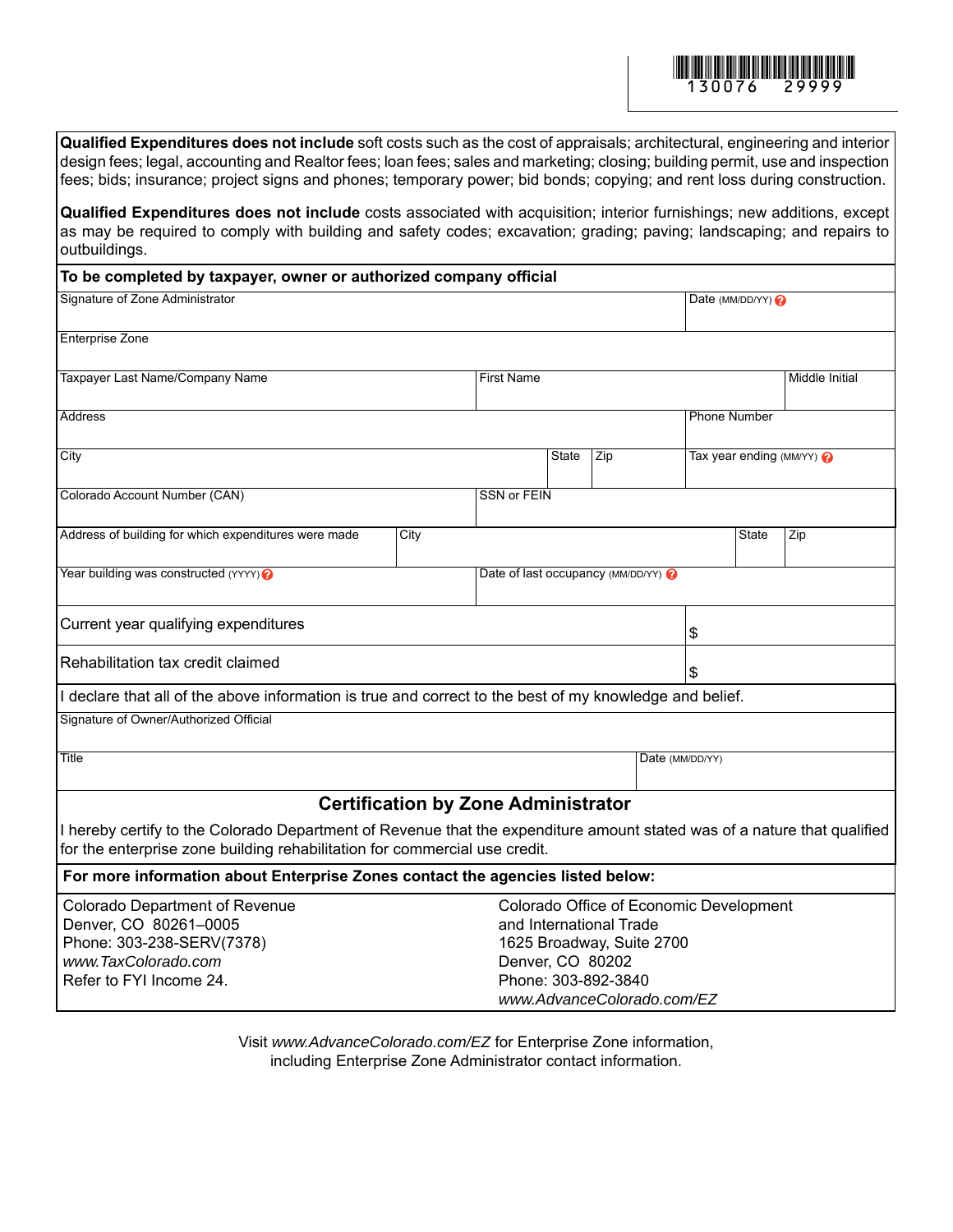130076 29999

**Qualified Expenditures does not include** soft costs such as the cost of appraisals; architectural, engineering and interior design fees; legal, accounting and Realtor fees; loan fees; sales and marketing; closing; building permit, use and inspection fees; bids; insurance; project signs and phones; temporary power; bid bonds; copying; and rent loss during construction.

**Qualified Expenditures does not include** costs associated with acquisition; interior furnishings; new additions, except as may be required to comply with building and safety codes; excavation; grading; paving; landscaping; and repairs to outbuildings.

**To be completed by taxpayer, owner or authorized company official**

| | | | | | |
|---|---|---|---|---|---|
| Signature of Zone Administrator | | | | Date (MM/DD/YY) | |
| Enterprise Zone | | | | | |
| Taxpayer Last Name/Company Name | | First Name | | | Middle Initial |
| Address | | | | Phone Number | |
| City | | State | Zip | Tax year ending (MM/YY) | |
| Colorado Account Number (CAN) | | SSN or FEIN | | | |
| Address of building for which expenditures were made | City | | | State | Zip |
| Year building was constructed (YYYY) | | Date of last occupancy (MM/DD/YY) | | | |
| Current year qualifying expenditures | | | | $ | |
| Rehabilitation tax credit claimed | | | | $ | |

I declare that all of the above information is true and correct to the best of my knowledge and belief.

| | |
|---|---|
| Signature of Owner/Authorized Official | |
| Title | Date (MM/DD/YY) |

## Certification by Zone Administrator

I hereby certify to the Colorado Department of Revenue that the expenditure amount stated was of a nature that qualified for the enterprise zone building rehabilitation for commercial use credit.

**For more information about Enterprise Zones contact the agencies listed below:**

Colorado Department of Revenue
Denver, CO 80261–0005
Phone: 303-238-SERV(7378)
*www.TaxColorado.com*
Refer to FYI Income 24.

Colorado Office of Economic Development and International Trade
1625 Broadway, Suite 2700
Denver, CO 80202
Phone: 303-892-3840
*www.AdvanceColorado.com/EZ*

Visit *www.AdvanceColorado.com/EZ* for Enterprise Zone information, including Enterprise Zone Administrator contact information.